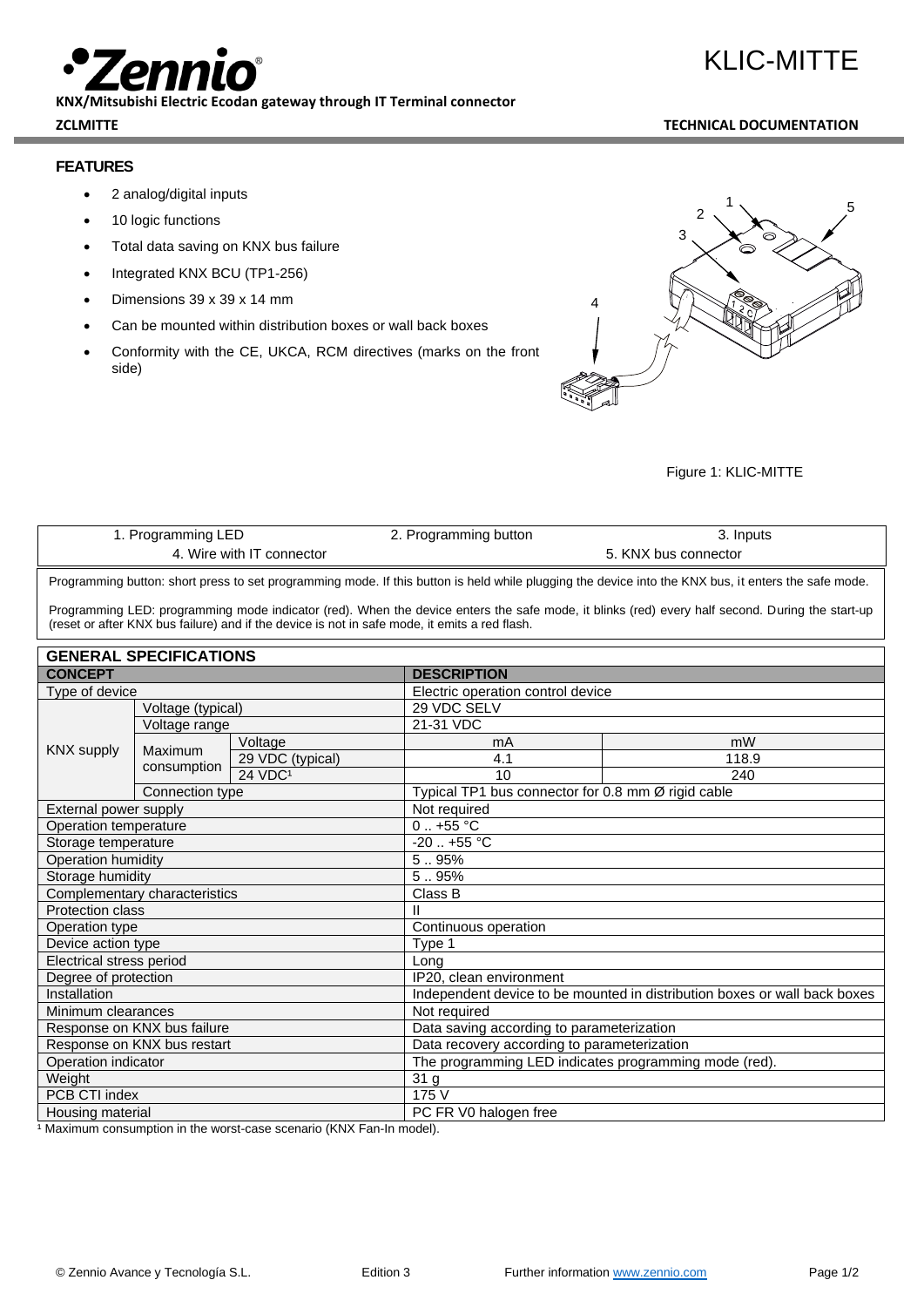# KLIC-MITTE

**KNX/Mitsubishi Electric Ecodan gateway through IT Terminal connector**

**ZCLMITTE** **TECHNICAL DOCUMENTATION**

## FEATURES

- 2 analog/digital inputs
- 10 logic functions
- Total data saving on KNX bus failure
- Integrated KNX BCU (TP1-256)
- Dimensions 39 x 39 x 14 mm
- Can be mounted within distribution boxes or wall back boxes
- Conformity with the CE, UKCA, RCM directives (marks on the front side)

Figure 1: KLIC-MITTE

| 1. Programming LED | 2. Programming button | 3. Inputs |
|---|---|---|
| 4. Wire with IT connector | | 5. KNX bus connector |

Programming button: short press to set programming mode. If this button is held while plugging the device into the KNX bus, it enters the safe mode.

Programming LED: programming mode indicator (red). When the device enters the safe mode, it blinks (red) every half second. During the start-up (reset or after KNX bus failure) and if the device is not in safe mode, it emits a red flash.

## GENERAL SPECIFICATIONS

| CONCEPT | | | DESCRIPTION | |
|---|---|---|---|---|
| Type of device | | | Electric operation control device | |
| KNX supply | Voltage (typical) | | 29 VDC SELV | |
| | Voltage range | | 21-31 VDC | |
| | Maximum consumption | Voltage | mA | mW |
| | | 29 VDC (typical) | 4.1 | 118.9 |
| | | 24 VDC[1] | 10 | 240 |
| | Connection type | | Typical TP1 bus connector for 0.8 mm Ø rigid cable | |
| External power supply | | | Not required | |
| Operation temperature | | | 0 .. +55 °C | |
| Storage temperature | | | -20 .. +55 °C | |
| Operation humidity | | | 5 .. 95% | |
| Storage humidity | | | 5 .. 95% | |
| Complementary characteristics | | | Class B | |
| Protection class | | | II | |
| Operation type | | | Continuous operation | |
| Device action type | | | Type 1 | |
| Electrical stress period | | | Long | |
| Degree of protection | | | IP20, clean environment | |
| Installation | | | Independent device to be mounted in distribution boxes or wall back boxes | |
| Minimum clearances | | | Not required | |
| Response on KNX bus failure | | | Data saving according to parameterization | |
| Response on KNX bus restart | | | Data recovery according to parameterization | |
| Operation indicator | | | The programming LED indicates programming mode (red). | |
| Weight | | | 31 g | |
| PCB CTI index | | | 175 V | |
| Housing material | | | PC FR V0 halogen free | |

[1] Maximum consumption in the worst-case scenario (KNX Fan-In model).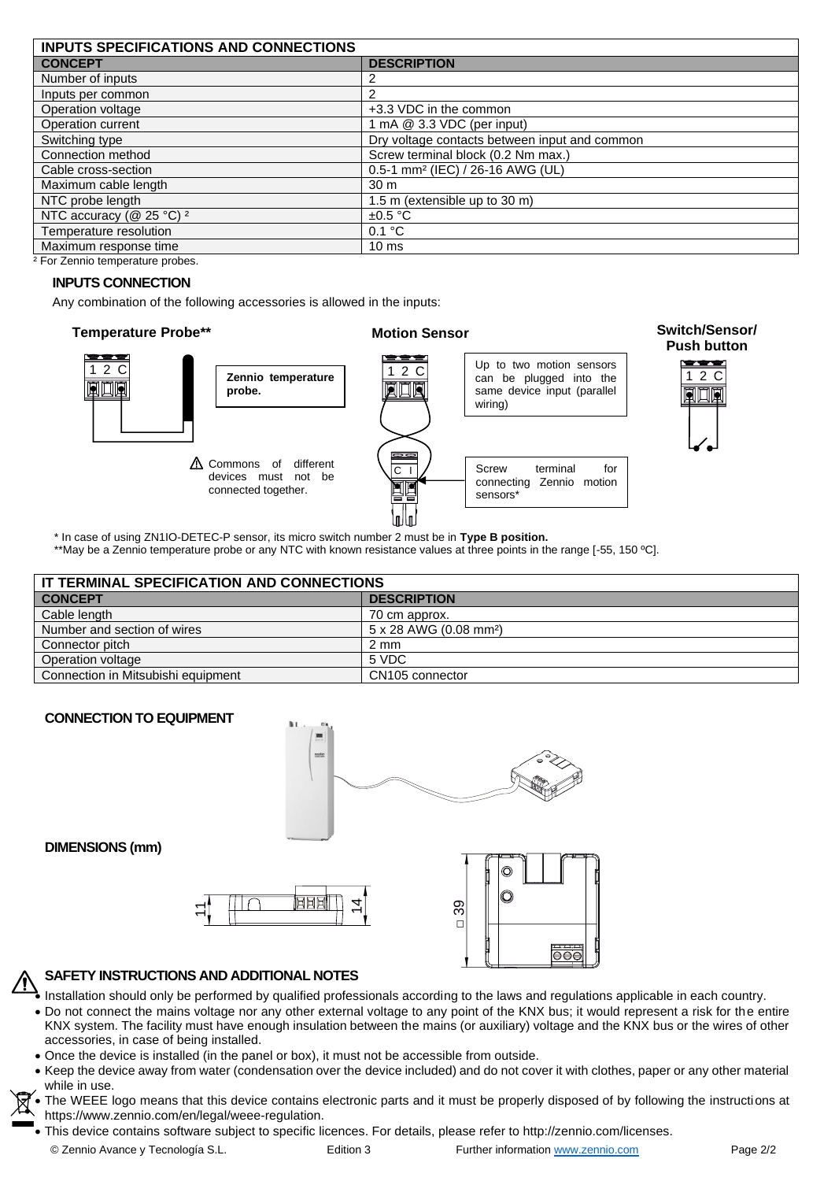| INPUTS SPECIFICATIONS AND CONNECTIONS | |
|---|---|
| **CONCEPT** | **DESCRIPTION** |
| Number of inputs | 2 |
| Inputs per common | 2 |
| Operation voltage | +3.3 VDC in the common |
| Operation current | 1 mA @ 3.3 VDC (per input) |
| Switching type | Dry voltage contacts between input and common |
| Connection method | Screw terminal block (0.2 Nm max.) |
| Cable cross-section | 0.5-1 mm² (IEC) / 26-16 AWG (UL) |
| Maximum cable length | 30 m |
| NTC probe length | 1.5 m (extensible up to 30 m) |
| NTC accuracy (@ 25 °C) [2] | ±0.5 °C |
| Temperature resolution | 0.1 °C |
| Maximum response time | 10 ms |

[2] For Zennio temperature probes.

### INPUTS CONNECTION

Any combination of the following accessories is allowed in the inputs:

**Temperature Probe\*\***

1 2 C

**Zennio temperature probe.**

⚠ Commons of different devices must not be connected together.

**Motion Sensor**

1 2 C

Up to two motion sensors can be plugged into the same device input (parallel wiring)

C I

Screw terminal for connecting Zennio motion sensors*

**Switch/Sensor/ Push button**

1 2 C

\* In case of using ZN1IO-DETEC-P sensor, its micro switch number 2 must be in **Type B position.**

\*\*May be a Zennio temperature probe or any NTC with known resistance values at three points in the range [-55, 150 ºC].

| IT TERMINAL SPECIFICATION AND CONNECTIONS | |
|---|---|
| **CONCEPT** | **DESCRIPTION** |
| Cable length | 70 cm approx. |
| Number and section of wires | 5 x 28 AWG (0.08 mm²) |
| Connector pitch | 2 mm |
| Operation voltage | 5 VDC |
| Connection in Mitsubishi equipment | CN105 connector |

### CONNECTION TO EQUIPMENT

### DIMENSIONS (mm)

11

14

□ 39

### SAFETY INSTRUCTIONS AND ADDITIONAL NOTES

- Installation should only be performed by qualified professionals according to the laws and regulations applicable in each country.
- Do not connect the mains voltage nor any other external voltage to any point of the KNX bus; it would represent a risk for the entire KNX system. The facility must have enough insulation between the mains (or auxiliary) voltage and the KNX bus or the wires of other accessories, in case of being installed.
- Once the device is installed (in the panel or box), it must not be accessible from outside.
- Keep the device away from water (condensation over the device included) and do not cover it with clothes, paper or any other material while in use.
- The WEEE logo means that this device contains electronic parts and it must be properly disposed of by following the instructions at https://www.zennio.com/en/legal/weee-regulation.
- This device contains software subject to specific licences. For details, please refer to http://zennio.com/licenses.

© Zennio Avance y Tecnología S.L. Edition 3 Further information www.zennio.com